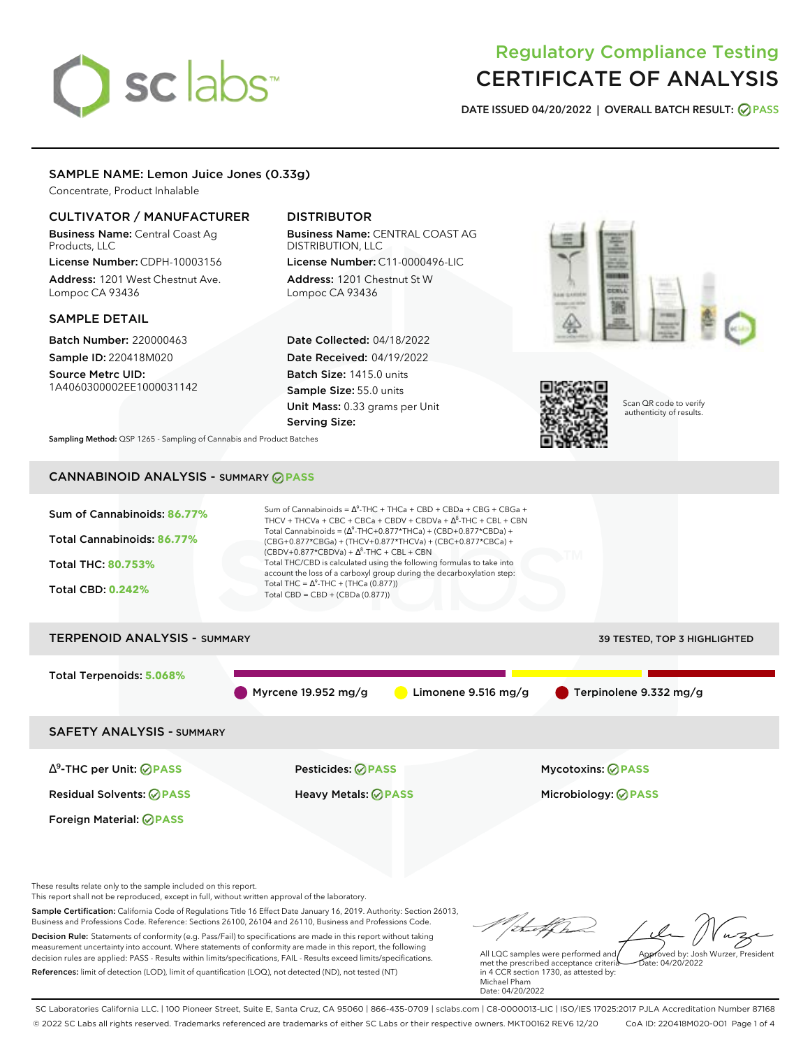# Regulatory Compliance Testing
# CERTIFICATE OF ANALYSIS

**DATE ISSUED 04/20/2022 | OVERALL BATCH RESULT: PASS**

## SAMPLE NAME: Lemon Juice Jones (0.33g)

Concentrate, Product Inhalable

### CULTIVATOR / MANUFACTURER

**Business Name:** Central Coast Ag Products, LLC
**License Number:** CDPH-10003156
**Address:** 1201 West Chestnut Ave. Lompoc CA 93436

### DISTRIBUTOR

**Business Name:** CENTRAL COAST AG DISTRIBUTION, LLC
**License Number:** C11-0000496-LIC
**Address:** 1201 Chestnut St W Lompoc CA 93436

### SAMPLE DETAIL

**Batch Number:** 220000463
**Sample ID:** 220418M020
**Source Metrc UID:** 1A4060300002EE1000031142

**Date Collected:** 04/18/2022
**Date Received:** 04/19/2022
**Batch Size:** 1415.0 units
**Sample Size:** 55.0 units
**Unit Mass:** 0.33 grams per Unit
**Serving Size:**

Scan QR code to verify authenticity of results.

**Sampling Method:** QSP 1265 - Sampling of Cannabis and Product Batches

## CANNABINOID ANALYSIS - SUMMARY PASS

**Sum of Cannabinoids: 86.77%**
**Total Cannabinoids: 86.77%**
**Total THC: 80.753%**
**Total CBD: 0.242%**

Sum of Cannabinoids = $\Delta^9$-THC + THCa + CBD + CBDa + CBG + CBGa + THCV + THCVa + CBC + CBCa + CBDV + CBDVa + $\Delta^8$-THC + CBL + CBN
Total Cannabinoids = ($\Delta^9$-THC+0.877*THCa) + (CBD+0.877*CBDa) + (CBG+0.877*CBGa) + (THCV+0.877*THCVa) + (CBC+0.877*CBCa) + (CBDV+0.877*CBDVa) + $\Delta^8$-THC + CBL + CBN
Total THC/CBD is calculated using the following formulas to take into account the loss of a carboxyl group during the decarboxylation step:
Total THC = $\Delta^9$-THC + (THCa (0.877))
Total CBD = CBD + (CBDa (0.877))

## TERPENOID ANALYSIS - SUMMARY

39 TESTED, TOP 3 HIGHLIGHTED

**Total Terpenoids: 5.068%**

Myrcene 19.952 mg/g | Limonene 9.516 mg/g | Terpinolene 9.332 mg/g

## SAFETY ANALYSIS - SUMMARY

| | | |
|---|---|---|
| $\Delta^9$-THC per Unit: PASS | Pesticides: PASS | Mycotoxins: PASS |
| Residual Solvents: PASS | Heavy Metals: PASS | Microbiology: PASS |
| Foreign Material: PASS | | |

These results relate only to the sample included on this report.
This report shall not be reproduced, except in full, without written approval of the laboratory.

**Sample Certification:** California Code of Regulations Title 16 Effect Date January 16, 2019. Authority: Section 26013, Business and Professions Code. Reference: Sections 26100, 26104 and 26110, Business and Professions Code.

**Decision Rule:** Statements of conformity (e.g. Pass/Fail) to specifications are made in this report without taking measurement uncertainty into account. Where statements of conformity are made in this report, the following decision rules are applied: PASS - Results within limits/specifications, FAIL - Results exceed limits/specifications.

**References:** limit of detection (LOD), limit of quantification (LOQ), not detected (ND), not tested (NT)

All LQC samples were performed and met the prescribed acceptance criteria in 4 CCR section 1730, as attested by: Michael Pham
Date: 04/20/2022

Approved by: Josh Wurzer, President
Date: 04/20/2022

SC Laboratories California LLC. | 100 Pioneer Street, Suite E, Santa Cruz, CA 95060 | 866-435-0709 | sclabs.com | C8-0000013-LIC | ISO/IES 17025:2017 PJLA Accreditation Number 87168
© 2022 SC Labs all rights reserved. Trademarks referenced are trademarks of either SC Labs or their respective owners. MKT00162 REV6 12/20 CoA ID: 220418M020-001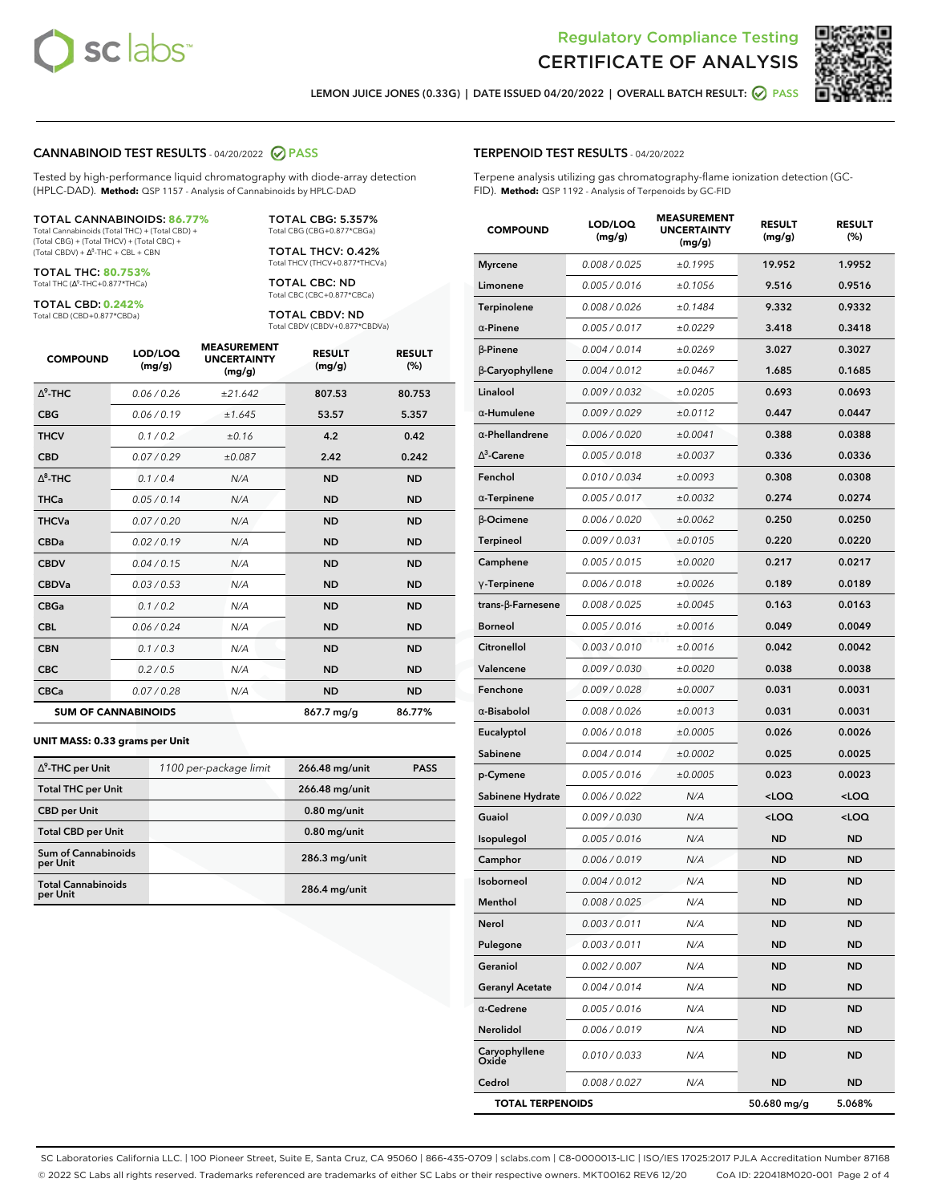# Regulatory Compliance Testing
# CERTIFICATE OF ANALYSIS

LEMON JUICE JONES (0.33G) | DATE ISSUED 04/20/2022 | OVERALL BATCH RESULT: PASS

## CANNABINOID TEST RESULTS - 04/20/2022 PASS

Tested by high-performance liquid chromatography with diode-array detection (HPLC-DAD). **Method:** QSP 1157 - Analysis of Cannabinoids by HPLC-DAD

**TOTAL CANNABINOIDS: 86.77%**
Total Cannabinoids (Total THC) + (Total CBD) + (Total CBG) + (Total THCV) + (Total CBC) + (Total CBDV) + $\Delta^8$-THC + CBL + CBN

**TOTAL THC: 80.753%**
Total THC ($\Delta^9$-THC+0.877*THCa)

**TOTAL CBD: 0.242%**
Total CBD (CBD+0.877*CBDa)

**TOTAL CBG: 5.357%**
Total CBG (CBG+0.877*CBGa)

**TOTAL THCV: 0.42%**
Total THCV (THCV+0.877*THCVa)

**TOTAL CBC: ND**
Total CBC (CBC+0.877*CBCa)

**TOTAL CBDV: ND**
Total CBDV (CBDV+0.877*CBDVa)

| COMPOUND | LOD/LOQ (mg/g) | MEASUREMENT UNCERTAINTY (mg/g) | RESULT (mg/g) | RESULT (%) |
|---|---|---|---|---|
| $\Delta^9$-THC | 0.06 / 0.26 | ±21.642 | 807.53 | 80.753 |
| CBG | 0.06 / 0.19 | ±1.645 | 53.57 | 5.357 |
| THCV | 0.1 / 0.2 | ±0.16 | 4.2 | 0.42 |
| CBD | 0.07 / 0.29 | ±0.087 | 2.42 | 0.242 |
| $\Delta^8$-THC | 0.1 / 0.4 | N/A | ND | ND |
| THCa | 0.05 / 0.14 | N/A | ND | ND |
| THCVa | 0.07 / 0.20 | N/A | ND | ND |
| CBDa | 0.02 / 0.19 | N/A | ND | ND |
| CBDV | 0.04 / 0.15 | N/A | ND | ND |
| CBDVa | 0.03 / 0.53 | N/A | ND | ND |
| CBGa | 0.1 / 0.2 | N/A | ND | ND |
| CBL | 0.06 / 0.24 | N/A | ND | ND |
| CBN | 0.1 / 0.3 | N/A | ND | ND |
| CBC | 0.2 / 0.5 | N/A | ND | ND |
| CBCa | 0.07 / 0.28 | N/A | ND | ND |
| **SUM OF CANNABINOIDS** | | | 867.7 mg/g | 86.77% |

**UNIT MASS: 0.33 grams per Unit**

| | | | |
|---|---|---|---|
| $\Delta^9$-THC per Unit | 1100 per-package limit | 266.48 mg/unit | PASS |
| Total THC per Unit | | 266.48 mg/unit | |
| CBD per Unit | | 0.80 mg/unit | |
| Total CBD per Unit | | 0.80 mg/unit | |
| Sum of Cannabinoids per Unit | | 286.3 mg/unit | |
| Total Cannabinoids per Unit | | 286.4 mg/unit | |

## TERPENOID TEST RESULTS - 04/20/2022

Terpene analysis utilizing gas chromatography-flame ionization detection (GC-FID). **Method:** QSP 1192 - Analysis of Terpenoids by GC-FID

| COMPOUND | LOD/LOQ (mg/g) | MEASUREMENT UNCERTAINTY (mg/g) | RESULT (mg/g) | RESULT (%) |
|---|---|---|---|---|
| Myrcene | 0.008 / 0.025 | ±0.1995 | 19.952 | 1.9952 |
| Limonene | 0.005 / 0.016 | ±0.1056 | 9.516 | 0.9516 |
| Terpinolene | 0.008 / 0.026 | ±0.1484 | 9.332 | 0.9332 |
| α-Pinene | 0.005 / 0.017 | ±0.0229 | 3.418 | 0.3418 |
| β-Pinene | 0.004 / 0.014 | ±0.0269 | 3.027 | 0.3027 |
| β-Caryophyllene | 0.004 / 0.012 | ±0.0467 | 1.685 | 0.1685 |
| Linalool | 0.009 / 0.032 | ±0.0205 | 0.693 | 0.0693 |
| α-Humulene | 0.009 / 0.029 | ±0.0112 | 0.447 | 0.0447 |
| α-Phellandrene | 0.006 / 0.020 | ±0.0041 | 0.388 | 0.0388 |
| $\Delta^3$-Carene | 0.005 / 0.018 | ±0.0037 | 0.336 | 0.0336 |
| Fenchol | 0.010 / 0.034 | ±0.0093 | 0.308 | 0.0308 |
| α-Terpinene | 0.005 / 0.017 | ±0.0032 | 0.274 | 0.0274 |
| β-Ocimene | 0.006 / 0.020 | ±0.0062 | 0.250 | 0.0250 |
| Terpineol | 0.009 / 0.031 | ±0.0105 | 0.220 | 0.0220 |
| Camphene | 0.005 / 0.015 | ±0.0020 | 0.217 | 0.0217 |
| γ-Terpinene | 0.006 / 0.018 | ±0.0026 | 0.189 | 0.0189 |
| trans-β-Farnesene | 0.008 / 0.025 | ±0.0045 | 0.163 | 0.0163 |
| Borneol | 0.005 / 0.016 | ±0.0016 | 0.049 | 0.0049 |
| Citronellol | 0.003 / 0.010 | ±0.0016 | 0.042 | 0.0042 |
| Valencene | 0.009 / 0.030 | ±0.0020 | 0.038 | 0.0038 |
| Fenchone | 0.009 / 0.028 | ±0.0007 | 0.031 | 0.0031 |
| α-Bisabolol | 0.008 / 0.026 | ±0.0013 | 0.031 | 0.0031 |
| Eucalyptol | 0.006 / 0.018 | ±0.0005 | 0.026 | 0.0026 |
| Sabinene | 0.004 / 0.014 | ±0.0002 | 0.025 | 0.0025 |
| p-Cymene | 0.005 / 0.016 | ±0.0005 | 0.023 | 0.0023 |
| Sabinene Hydrate | 0.006 / 0.022 | N/A | <LOQ | <LOQ |
| Guaiol | 0.009 / 0.030 | N/A | <LOQ | <LOQ |
| Isopulegol | 0.005 / 0.016 | N/A | ND | ND |
| Camphor | 0.006 / 0.019 | N/A | ND | ND |
| Isoborneol | 0.004 / 0.012 | N/A | ND | ND |
| Menthol | 0.008 / 0.025 | N/A | ND | ND |
| Nerol | 0.003 / 0.011 | N/A | ND | ND |
| Pulegone | 0.003 / 0.011 | N/A | ND | ND |
| Geraniol | 0.002 / 0.007 | N/A | ND | ND |
| Geranyl Acetate | 0.004 / 0.014 | N/A | ND | ND |
| α-Cedrene | 0.005 / 0.016 | N/A | ND | ND |
| Nerolidol | 0.006 / 0.019 | N/A | ND | ND |
| Caryophyllene Oxide | 0.010 / 0.033 | N/A | ND | ND |
| Cedrol | 0.008 / 0.027 | N/A | ND | ND |
| **TOTAL TERPENOIDS** | | | 50.680 mg/g | 5.068% |

SC Laboratories California LLC. | 100 Pioneer Street, Suite E, Santa Cruz, CA 95060 | 866-435-0709 | sclabs.com | C8-0000013-LIC | ISO/IES 17025:2017 PJLA Accreditation Number 87168
© 2022 SC Labs all rights reserved. Trademarks referenced are trademarks of either SC Labs or their respective owners. MKT00162 REV6 12/20 CoA ID: 220418M020-001